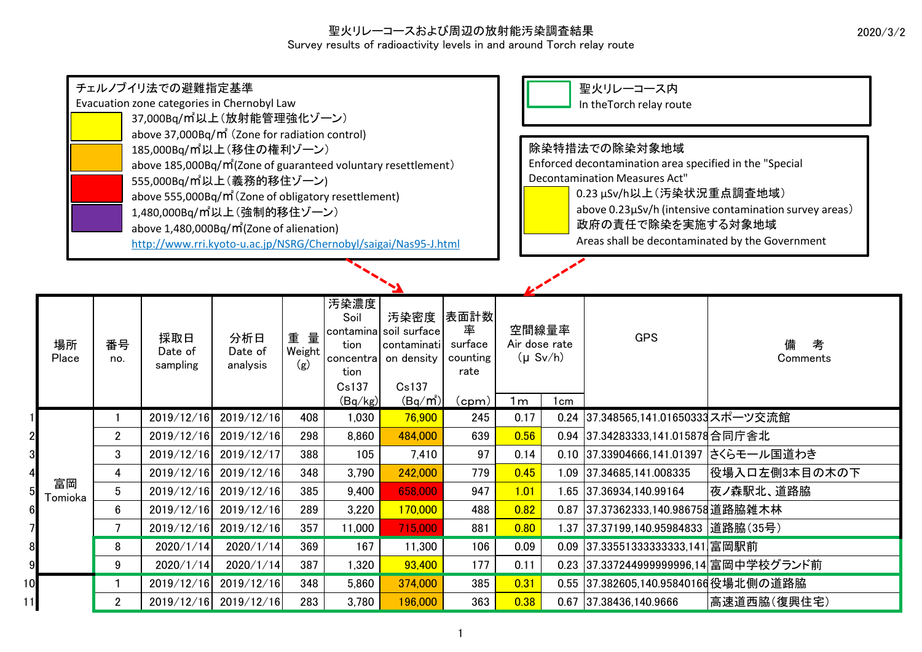# 聖火リレーコースおよび周辺の放射能汚染調査結果

Survey results of radioactivity levels in and around Torch relay route

2020/3/2

**チェルノブイリ法での避難指定基準**
Evacuation zone categories in Chernobyl Law

- (黄) 37,000Bq/㎡以上（放射能管理強化ゾーン）
  above 37,000Bq/㎡ (Zone for radiation control)
- (橙) 185,000Bq/㎡以上（移住の権利ゾーン）
  above 185,000Bq/㎡(Zone of guaranteed voluntary resettlement)
- (赤) 555,000Bq/㎡以上（義務的移住ゾーン）
  above 555,000Bq/㎡ (Zone of obligatory resettlement)
- (紫) 1,480,000Bq/㎡以上（強制的移住ゾーン）
  above 1,480,000Bq/㎡(Zone of alienation)

http://www.rri.kyoto-u.ac.jp/NSRG/Chernobyl/saigai/Nas95-J.html

**(緑枠) 聖火リレーコース内**
In theTorch relay route

**除染特措法での除染対象地域**
Enforced decontamination area specified in the "Special Decontamination Measures Act"

- (黄) 0.23 µSv/h以上（汚染状況重点調査地域）
  above 0.23µSv/h (intensive contamination survey areas)
  政府の責任で除染を実施する対象地域
  Areas shall be decontaminated by the Government

| | 場所 Place | 番号 no. | 採取日 Date of sampling | 分析日 Date of analysis | 重量 Weight (g) | 汚染濃度 Soil contamination concentration Cs137 (Bq/kg) | 汚染密度 soil surface contamination density Cs137 (Bq/㎡) | 表面計数率 surface counting rate (cpm) | 空間線量率 Air dose rate (µ Sv/h) 1m | 1cm | GPS | 備考 Comments |
|---|---|---|---|---|---|---|---|---|---|---|---|---|
| 1 | 富岡 Tomioka | 1 | 2019/12/16 | 2019/12/16 | 408 | 1,030 | 76,900 | 245 | 0.17 | 0.24 | 37.348565,141.01650333 | スポーツ交流館 |
| 2 | | 2 | 2019/12/16 | 2019/12/16 | 298 | 8,860 | 484,000 | 639 | 0.56 | 0.94 | 37.34283333,141.015878 | 合同庁舎北 |
| 3 | | 3 | 2019/12/16 | 2019/12/17 | 388 | 105 | 7,410 | 97 | 0.14 | 0.10 | 37.33904666,141.01397 | さくらモール国道わき |
| 4 | | 4 | 2019/12/16 | 2019/12/16 | 348 | 3,790 | 242,000 | 779 | 0.45 | 1.09 | 37.34685,141.008335 | 役場入口左側3本目の木の下 |
| 5 | | 5 | 2019/12/16 | 2019/12/16 | 385 | 9,400 | 658,000 | 947 | 1.01 | 1.65 | 37.36934,140.99164 | 夜ノ森駅北、道路脇 |
| 6 | | 6 | 2019/12/16 | 2019/12/16 | 289 | 3,220 | 170,000 | 488 | 0.82 | 0.87 | 37.37362333,140.986758 | 道路脇雑木林 |
| 7 | | 7 | 2019/12/16 | 2019/12/16 | 357 | 11,000 | 715,000 | 881 | 0.80 | 1.37 | 37.37199,140.95984833 | 道路脇(35号) |
| 8 | | 8 | 2020/1/14 | 2020/1/14 | 369 | 167 | 11,300 | 106 | 0.09 | 0.09 | 37.33551333333333,141 | 富岡駅前 |
| 9 | | 9 | 2020/1/14 | 2020/1/14 | 387 | 1,320 | 93,400 | 177 | 0.11 | 0.23 | 37.337244999999996,14 | 富岡中学校グランド前 |
| 10 | | 1 | 2019/12/16 | 2019/12/16 | 348 | 5,860 | 374,000 | 385 | 0.31 | 0.55 | 37.382605,140.95840166 | 役場北側の道路脇 |
| 11 | | 2 | 2019/12/16 | 2019/12/16 | 283 | 3,780 | 196,000 | 363 | 0.38 | 0.67 | 37.38436,140.9666 | 高速道西脇(復興住宅) |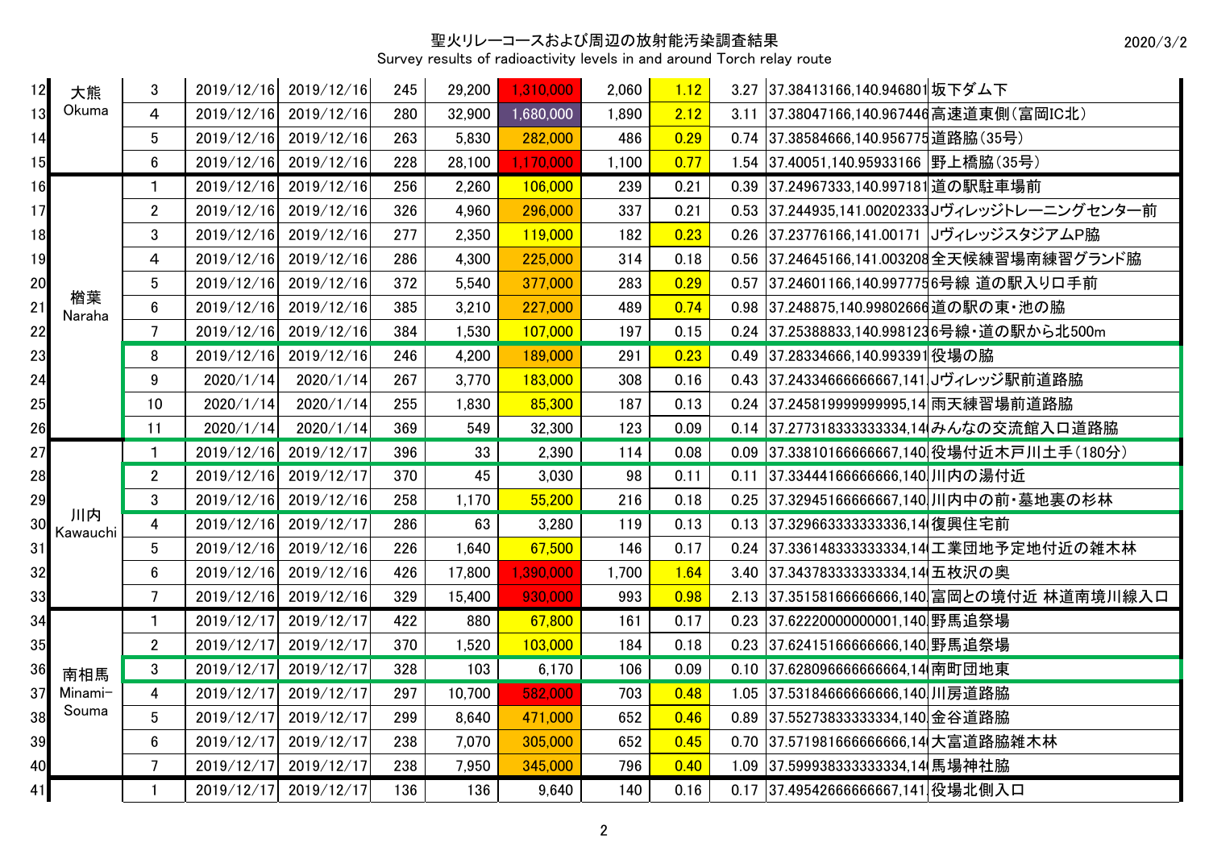聖火リレーコースおよび周辺の放射能汚染調査結果
Survey results of radioactivity levels in and around Torch relay route

2020/3/2

| | | | | | | | | | | | | |
|---|---|---|---|---|---|---|---|---|---|---|---|---|
| 12 | 大熊 Okuma | 3 | 2019/12/16 | 2019/12/16 | 245 | 29,200 | 1,310,000 | 2,060 | 1.12 | 3.27 | 37.38413166,140.946801 | 坂下ダム下 |
| 13 | | 4 | 2019/12/16 | 2019/12/16 | 280 | 32,900 | 1,680,000 | 1,890 | 2.12 | 3.11 | 37.38047166,140.967446 | 高速道東側(富岡IC北) |
| 14 | | 5 | 2019/12/16 | 2019/12/16 | 263 | 5,830 | 282,000 | 486 | 0.29 | 0.74 | 37.38584666,140.956775 | 道路脇(35号) |
| 15 | | 6 | 2019/12/16 | 2019/12/16 | 228 | 28,100 | 1,170,000 | 1,100 | 0.77 | 1.54 | 37.40051,140.95933166 | 野上橋脇(35号) |
| 16 | 楢葉 Naraha | 1 | 2019/12/16 | 2019/12/16 | 256 | 2,260 | 106,000 | 239 | 0.21 | 0.39 | 37.24967333,140.997181 | 道の駅駐車場前 |
| 17 | | 2 | 2019/12/16 | 2019/12/16 | 326 | 4,960 | 296,000 | 337 | 0.21 | 0.53 | 37.244935,141.00202333 | Jヴィレッジトレーニングセンター前 |
| 18 | | 3 | 2019/12/16 | 2019/12/16 | 277 | 2,350 | 119,000 | 182 | 0.23 | 0.26 | 37.23776166,141.00171 | JヴィレッジスタジアムP脇 |
| 19 | | 4 | 2019/12/16 | 2019/12/16 | 286 | 4,300 | 225,000 | 314 | 0.18 | 0.56 | 37.24645166,141.003208 | 全天候練習場南練習グランド脇 |
| 20 | | 5 | 2019/12/16 | 2019/12/16 | 372 | 5,540 | 377,000 | 283 | 0.29 | 0.57 | 37.24601166,140.997775 | 6号線 道の駅入り口手前 |
| 21 | | 6 | 2019/12/16 | 2019/12/16 | 385 | 3,210 | 227,000 | 489 | 0.74 | 0.98 | 37.248875,140.99802666 | 道の駅の東・池の脇 |
| 22 | | 7 | 2019/12/16 | 2019/12/16 | 384 | 1,530 | 107,000 | 197 | 0.15 | 0.24 | 37.25388833,140.998123 | 6号線・道の駅から北500m |
| 23 | | 8 | 2019/12/16 | 2019/12/16 | 246 | 4,200 | 189,000 | 291 | 0.23 | 0.49 | 37.28334666,140.993391 | 役場の脇 |
| 24 | | 9 | 2020/1/14 | 2020/1/14 | 267 | 3,770 | 183,000 | 308 | 0.16 | 0.43 | 37.24334666666667,141 | Jヴィレッジ駅前道路脇 |
| 25 | | 10 | 2020/1/14 | 2020/1/14 | 255 | 1,830 | 85,300 | 187 | 0.13 | 0.24 | 37.245819999999995,14 | 雨天練習場前道路脇 |
| 26 | | 11 | 2020/1/14 | 2020/1/14 | 369 | 549 | 32,300 | 123 | 0.09 | 0.14 | 37.277318333333334,14 | みんなの交流館入口道路脇 |
| 27 | 川内 Kawauchi | 1 | 2019/12/16 | 2019/12/17 | 396 | 33 | 2,390 | 114 | 0.08 | 0.09 | 37.33810166666667,140 | 役場付近木戸川土手(180分) |
| 28 | | 2 | 2019/12/16 | 2019/12/17 | 370 | 45 | 3,030 | 98 | 0.11 | 0.11 | 37.33444166666666,140 | 川内の湯付近 |
| 29 | | 3 | 2019/12/16 | 2019/12/16 | 258 | 1,170 | 55,200 | 216 | 0.18 | 0.25 | 37.32945166666667,140 | 川内中の前・墓地裏の杉林 |
| 30 | | 4 | 2019/12/16 | 2019/12/17 | 286 | 63 | 3,280 | 119 | 0.13 | 0.13 | 37.329663333333336,14 | 復興住宅前 |
| 31 | | 5 | 2019/12/16 | 2019/12/16 | 226 | 1,640 | 67,500 | 146 | 0.17 | 0.24 | 37.336148333333334,14 | 工業団地予定地付近の雑木林 |
| 32 | | 6 | 2019/12/16 | 2019/12/16 | 426 | 17,800 | 1,390,000 | 1,700 | 1.64 | 3.40 | 37.343783333333334,14 | 五枚沢の奥 |
| 33 | | 7 | 2019/12/16 | 2019/12/16 | 329 | 15,400 | 930,000 | 993 | 0.98 | 2.13 | 37.35158166666666,140 | 富岡との境付近 林道南境川線入口 |
| 34 | 南相馬 Minami-Souma | 1 | 2019/12/17 | 2019/12/17 | 422 | 880 | 67,800 | 161 | 0.17 | 0.23 | 37.62220000000001,140 | 野馬追祭場 |
| 35 | | 2 | 2019/12/17 | 2019/12/17 | 370 | 1,520 | 103,000 | 184 | 0.18 | 0.23 | 37.62415166666666,140 | 野馬追祭場 |
| 36 | | 3 | 2019/12/17 | 2019/12/17 | 328 | 103 | 6,170 | 106 | 0.09 | 0.10 | 37.6280966666666664,14 | 南町団地東 |
| 37 | | 4 | 2019/12/17 | 2019/12/17 | 297 | 10,700 | 582,000 | 703 | 0.48 | 1.05 | 37.53184666666666,140 | 川房道路脇 |
| 38 | | 5 | 2019/12/17 | 2019/12/17 | 299 | 8,640 | 471,000 | 652 | 0.46 | 0.89 | 37.55273833333334,140 | 金谷道路脇 |
| 39 | | 6 | 2019/12/17 | 2019/12/17 | 238 | 7,070 | 305,000 | 652 | 0.45 | 0.70 | 37.571981666666666,14 | 大富道路脇雑木林 |
| 40 | | 7 | 2019/12/17 | 2019/12/17 | 238 | 7,950 | 345,000 | 796 | 0.40 | 1.09 | 37.599938333333334,14 | 馬場神社脇 |
| 41 | | 1 | 2019/12/17 | 2019/12/17 | 136 | 136 | 9,640 | 140 | 0.16 | 0.17 | 37.49542666666667,141 | 役場北側入口 |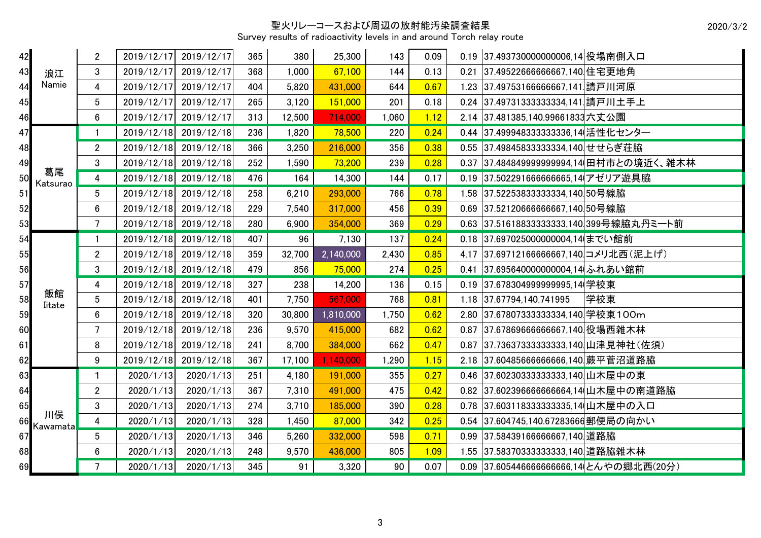聖火リレーコースおよび周辺の放射能汚染調査結果
Survey results of radioactivity levels in and around Torch relay route

2020/3/2

| | | | | | | | | | | | | |
|---|---|---|---|---|---|---|---|---|---|---|---|---|
| 42 | 浪江 Namie | 2 | 2019/12/17 | 2019/12/17 | 365 | 380 | 25,300 | 143 | 0.09 | 0.19 | 37.493730000000006,14 | 役場南側入口 |
| 43 | | 3 | 2019/12/17 | 2019/12/17 | 368 | 1,000 | 67,100 | 144 | 0.13 | 0.21 | 37.49522666666667,140 | 住宅更地角 |
| 44 | | 4 | 2019/12/17 | 2019/12/17 | 404 | 5,820 | 431,000 | 644 | 0.67 | 1.23 | 37.49753166666667,141 | 請戸川河原 |
| 45 | | 5 | 2019/12/17 | 2019/12/17 | 265 | 3,120 | 151,000 | 201 | 0.18 | 0.24 | 37.49731333333334,141 | 請戸川土手上 |
| 46 | | 6 | 2019/12/17 | 2019/12/17 | 313 | 12,500 | 714,000 | 1,060 | 1.12 | 2.14 | 37.481385,140.99661833 | 六丈公園 |
| 47 | 葛尾 Katsurao | 1 | 2019/12/18 | 2019/12/18 | 236 | 1,820 | 78,500 | 220 | 0.24 | 0.44 | 37.499948333333336,14 | 活性化センター |
| 48 | | 2 | 2019/12/18 | 2019/12/18 | 366 | 3,250 | 216,000 | 356 | 0.38 | 0.55 | 37.49845833333334,140 | せせらぎ荘脇 |
| 49 | | 3 | 2019/12/18 | 2019/12/18 | 252 | 1,590 | 73,200 | 239 | 0.28 | 0.37 | 37.484849999999994,14 | 田村市との境近く、雑木林 |
| 50 | | 4 | 2019/12/18 | 2019/12/18 | 476 | 164 | 14,300 | 144 | 0.17 | 0.19 | 37.502291666666665,14 | アゼリア遊具脇 |
| 51 | | 5 | 2019/12/18 | 2019/12/18 | 258 | 6,210 | 293,000 | 766 | 0.78 | 1.58 | 37.52253833333334,140 | 50号線脇 |
| 52 | | 6 | 2019/12/18 | 2019/12/18 | 229 | 7,540 | 317,000 | 456 | 0.39 | 0.69 | 37.52120666666667,140 | 50号線脇 |
| 53 | | 7 | 2019/12/18 | 2019/12/18 | 280 | 6,900 | 354,000 | 369 | 0.29 | 0.63 | 37.51618833333333,140 | 399号線脇丸丹ミート前 |
| 54 | 飯舘 Iitate | 1 | 2019/12/18 | 2019/12/18 | 407 | 96 | 7,130 | 137 | 0.24 | 0.18 | 37.697025000000004,14 | までい館前 |
| 55 | | 2 | 2019/12/18 | 2019/12/18 | 359 | 32,700 | 2,140,000 | 2,430 | 0.85 | 4.17 | 37.69712166666667,140 | コメリ北西(泥上げ) |
| 56 | | 3 | 2019/12/18 | 2019/12/18 | 479 | 856 | 75,000 | 274 | 0.25 | 0.41 | 37.695640000000004,14 | ふれあい館前 |
| 57 | | 4 | 2019/12/18 | 2019/12/18 | 327 | 238 | 14,200 | 136 | 0.15 | 0.19 | 37.678304999999995,14 | 学校東 |
| 58 | | 5 | 2019/12/18 | 2019/12/18 | 401 | 7,750 | 567,000 | 768 | 0.81 | 1.18 | 37.67794,140.741995 | 学校東 |
| 59 | | 6 | 2019/12/18 | 2019/12/18 | 320 | 30,800 | 1,810,000 | 1,750 | 0.62 | 2.80 | 37.67807333333334,140 | 学校東100m |
| 60 | | 7 | 2019/12/18 | 2019/12/18 | 236 | 9,570 | 415,000 | 682 | 0.62 | 0.87 | 37.67869666666667,140 | 役場西雑木林 |
| 61 | | 8 | 2019/12/18 | 2019/12/18 | 241 | 8,700 | 384,000 | 662 | 0.47 | 0.87 | 37.73637333333333,140 | 山津見神社(佐須) |
| 62 | | 9 | 2019/12/18 | 2019/12/18 | 367 | 17,100 | 1,140,000 | 1,290 | 1.15 | 2.18 | 37.60485666666666,140 | 蕨平菅沼道路脇 |
| 63 | 川俣 Kawamata | 1 | 2020/1/13 | 2020/1/13 | 251 | 4,180 | 191,000 | 355 | 0.27 | 0.46 | 37.60230333333333,140 | 山木屋中の東 |
| 64 | | 2 | 2020/1/13 | 2020/1/13 | 367 | 7,310 | 491,000 | 475 | 0.42 | 0.82 | 37.602396666666664,14 | 山木屋中の南道路脇 |
| 65 | | 3 | 2020/1/13 | 2020/1/13 | 274 | 3,710 | 185,000 | 390 | 0.28 | 0.78 | 37.603118333333335,14 | 山木屋中の入口 |
| 66 | | 4 | 2020/1/13 | 2020/1/13 | 328 | 1,450 | 87,000 | 342 | 0.25 | 0.54 | 37.604745,140.67283666 | 郵便局の向かい |
| 67 | | 5 | 2020/1/13 | 2020/1/13 | 346 | 5,260 | 332,000 | 598 | 0.71 | 0.99 | 37.58439166666667,140 | 道路脇 |
| 68 | | 6 | 2020/1/13 | 2020/1/13 | 248 | 9,570 | 436,000 | 805 | 1.09 | 1.55 | 37.58370333333333,140 | 道路脇雑木林 |
| 69 | | 7 | 2020/1/13 | 2020/1/13 | 345 | 91 | 3,320 | 90 | 0.07 | 0.09 | 37.605446666666666,14 | とんやの郷北西(20分) |